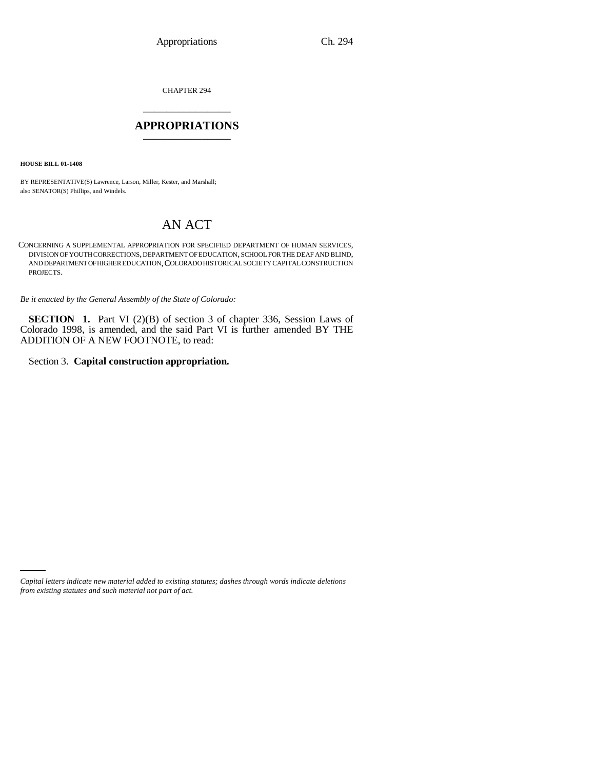CHAPTER 294

# APPROPRIATIONS

**HOUSE BILL 01-1408**

BY REPRESENTATIVE(S) Lawrence, Larson, Miller, Kester, and Marshall;
also SENATOR(S) Phillips, and Windels.

# AN ACT

CONCERNING A SUPPLEMENTAL APPROPRIATION FOR SPECIFIED DEPARTMENT OF HUMAN SERVICES, DIVISION OF YOUTH CORRECTIONS, DEPARTMENT OF EDUCATION, SCHOOL FOR THE DEAF AND BLIND, AND DEPARTMENT OF HIGHER EDUCATION, COLORADO HISTORICAL SOCIETY CAPITAL CONSTRUCTION PROJECTS.

*Be it enacted by the General Assembly of the State of Colorado:*

**SECTION 1.** Part VI (2)(B) of section 3 of chapter 336, Session Laws of Colorado 1998, is amended, and the said Part VI is further amended BY THE ADDITION OF A NEW FOOTNOTE, to read:

Section 3. **Capital construction appropriation.**

*Capital letters indicate new material added to existing statutes; dashes through words indicate deletions from existing statutes and such material not part of act.*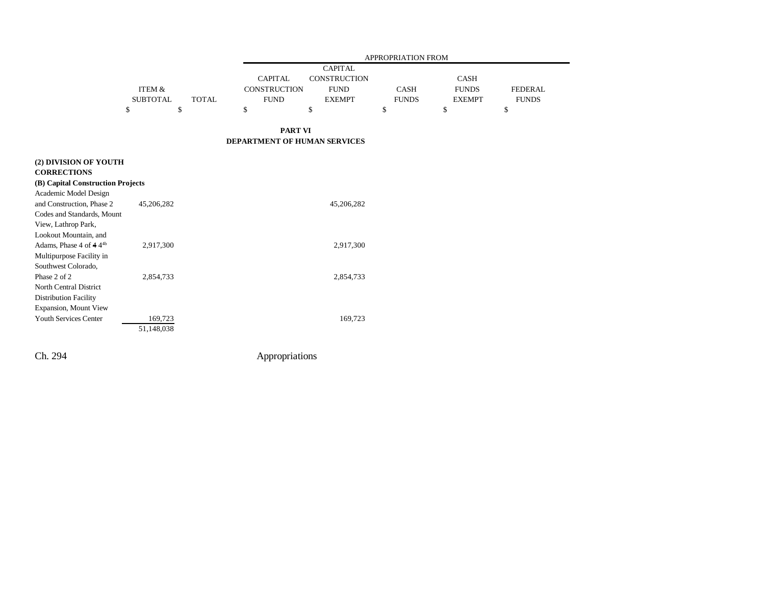| | ITEM & SUBTOTAL | TOTAL | APPROPRIATION FROM | | | | |
|---|---|---|---|---|---|---|---|
| | | | CAPITAL CONSTRUCTION FUND | CAPITAL CONSTRUCTION FUND EXEMPT | CASH FUNDS | CASH FUNDS EXEMPT | FEDERAL FUNDS |
| | $ | $ | $ | $ | $ | $ | $ |

## PART VI
## DEPARTMENT OF HUMAN SERVICES

| | ITEM & SUBTOTAL | TOTAL | CAPITAL CONSTRUCTION FUND | CAPITAL CONSTRUCTION FUND EXEMPT | CASH FUNDS | CASH FUNDS EXEMPT | FEDERAL FUNDS |
|---|---|---|---|---|---|---|---|
| **(2) DIVISION OF YOUTH CORRECTIONS** | | | | | | | |
| **(B) Capital Construction Projects** | | | | | | | |
| Academic Model Design and Construction, Phase 2 | 45,206,282 | | | 45,206,282 | | | |
| Codes and Standards, Mount View, Lathrop Park, Lookout Mountain, and Adams, Phase 4 of ~~4~~ 4[4b] | 2,917,300 | | | 2,917,300 | | | |
| Multipurpose Facility in Southwest Colorado, Phase 2 of 2 | 2,854,733 | | | 2,854,733 | | | |
| North Central District Distribution Facility Expansion, Mount View Youth Services Center | 169,723 | | | 169,723 | | | |
| | 51,148,038 | | | | | | |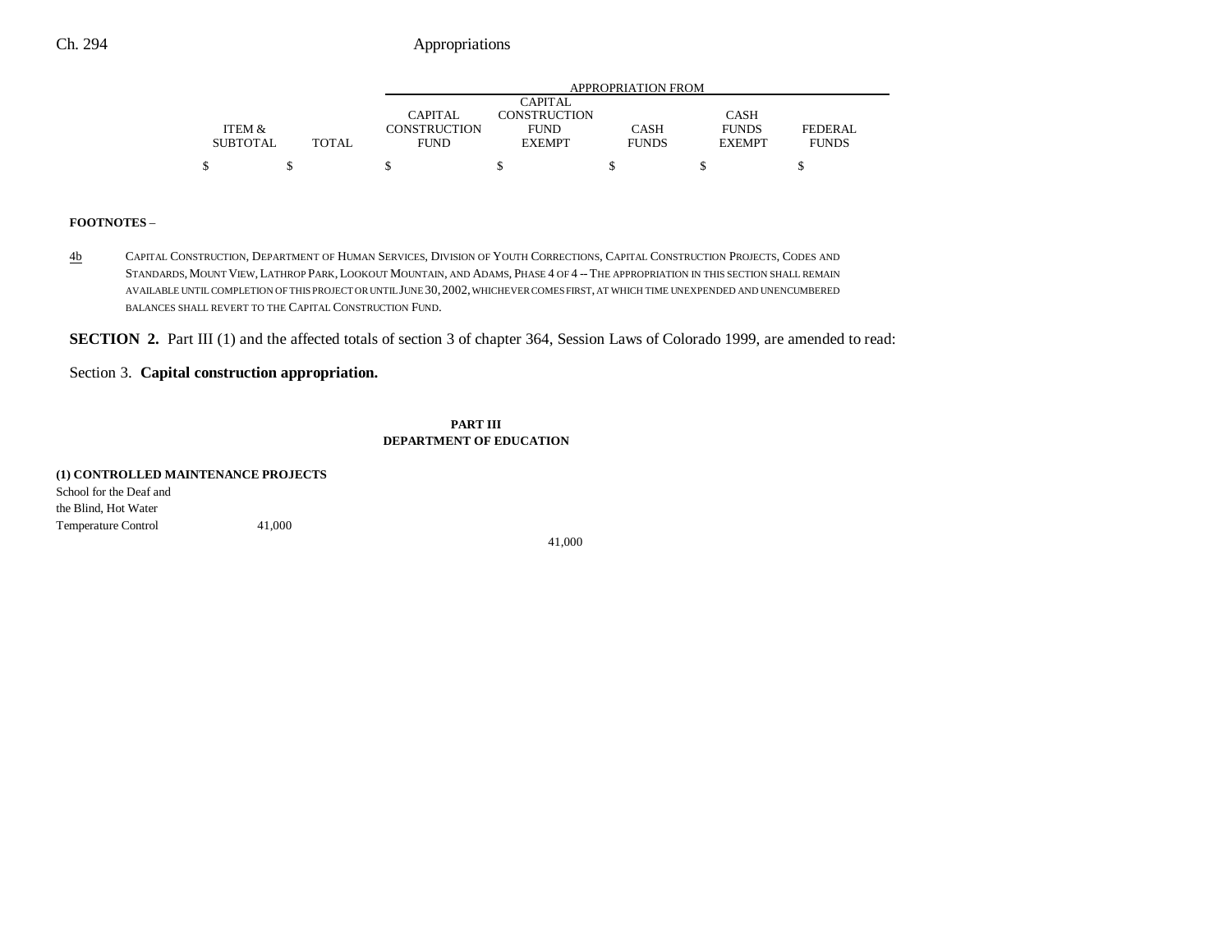| | ITEM & SUBTOTAL | TOTAL | CAPITAL CONSTRUCTION FUND | CAPITAL CONSTRUCTION FUND EXEMPT | CASH FUNDS | CASH FUNDS EXEMPT | FEDERAL FUNDS |
|---|---|---|---|---|---|---|---|
| | | | APPROPRIATION FROM | | | | |
| | $ | $ | $ | $ | $ | $ | $ |

**FOOTNOTES** –

4b CAPITAL CONSTRUCTION, DEPARTMENT OF HUMAN SERVICES, DIVISION OF YOUTH CORRECTIONS, CAPITAL CONSTRUCTION PROJECTS, CODES AND STANDARDS, MOUNT VIEW, LATHROP PARK, LOOKOUT MOUNTAIN, AND ADAMS, PHASE 4 OF 4 -- THE APPROPRIATION IN THIS SECTION SHALL REMAIN AVAILABLE UNTIL COMPLETION OF THIS PROJECT OR UNTIL JUNE 30, 2002, WHICHEVER COMES FIRST, AT WHICH TIME UNEXPENDED AND UNENCUMBERED BALANCES SHALL REVERT TO THE CAPITAL CONSTRUCTION FUND.

**SECTION 2.** Part III (1) and the affected totals of section 3 of chapter 364, Session Laws of Colorado 1999, are amended to read:

Section 3. **Capital construction appropriation.**

**PART III**
**DEPARTMENT OF EDUCATION**

**(1) CONTROLLED MAINTENANCE PROJECTS**

| | ITEM & SUBTOTAL | TOTAL | CAPITAL CONSTRUCTION FUND | CAPITAL CONSTRUCTION FUND EXEMPT | CASH FUNDS | CASH FUNDS EXEMPT | FEDERAL FUNDS |
|---|---|---|---|---|---|---|---|
| School for the Deaf and the Blind, Hot Water Temperature Control | 41,000 | | | | | | |
| | | | | 41,000 | | | |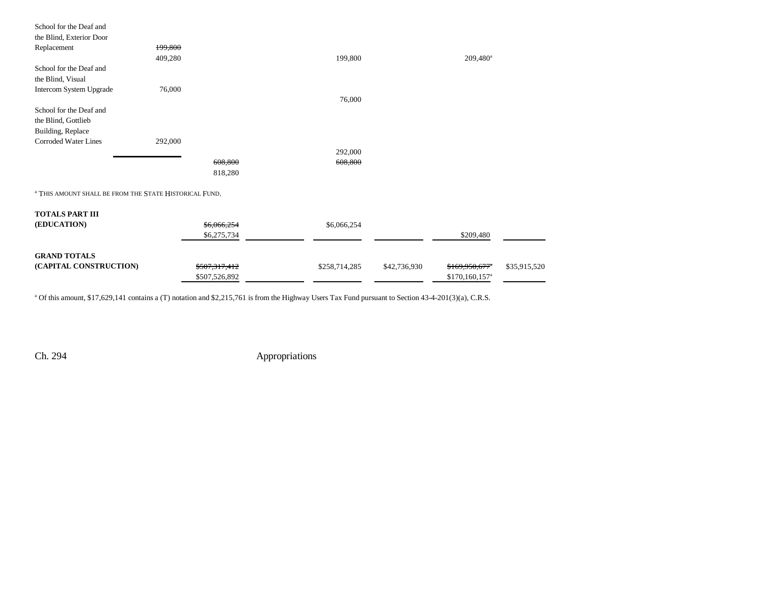| | | | | | | | |
|---|---|---|---|---|---|---|---|
| School for the Deaf and the Blind, Exterior Door Replacement | ~~199,800~~ 409,280 | | | 199,800 | | 209,480[a] | |
| School for the Deaf and the Blind, Visual Intercom System Upgrade | 76,000 | | | 76,000 | | | |
| School for the Deaf and the Blind, Gottlieb Building, Replace Corroded Water Lines | 292,000 | | | 292,000 | | | |
| | | ~~608,800~~ 818,280 | | ~~608,800~~ | | | |

[a] THIS AMOUNT SHALL BE FROM THE STATE HISTORICAL FUND.

| | | | | | | | |
|---|---|---|---|---|---|---|---|
| **TOTALS PART III (EDUCATION)** | | ~~$6,066,254~~ $6,275,734 | | $6,066,254 | | $209,480 | |
| **GRAND TOTALS (CAPITAL CONSTRUCTION)** | | ~~$507,317,412~~ $507,526,892 | | $258,714,285 | $42,736,930 | ~~$169,950,677[a]~~ $170,160,157[a] | $35,915,520 |

[a] Of this amount, $17,629,141 contains a (T) notation and $2,215,761 is from the Highway Users Tax Fund pursuant to Section 43-4-201(3)(a), C.R.S.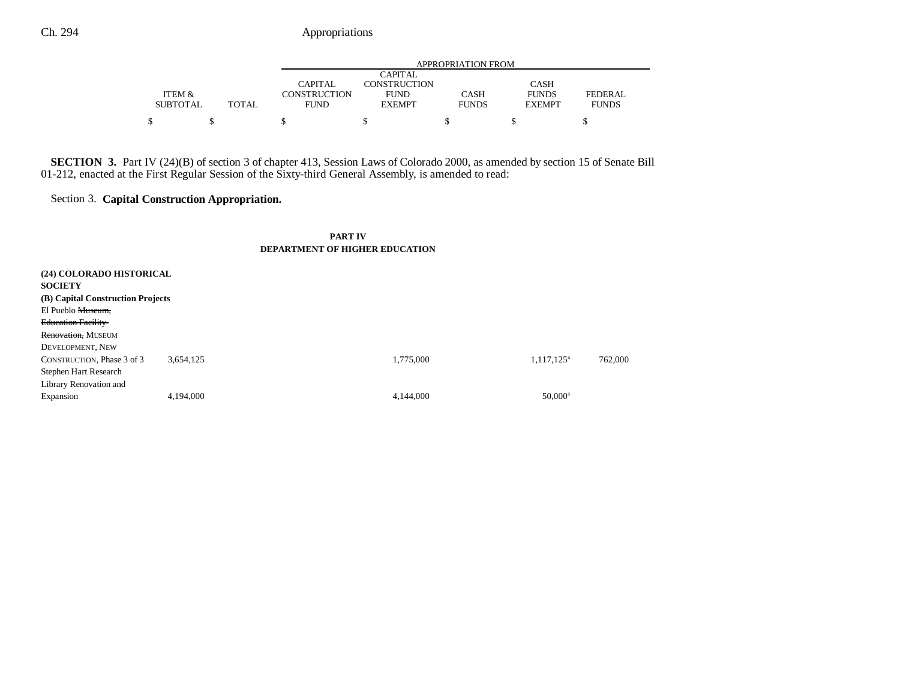**SECTION 3.** Part IV (24)(B) of section 3 of chapter 413, Session Laws of Colorado 2000, as amended by section 15 of Senate Bill 01-212, enacted at the First Regular Session of the Sixty-third General Assembly, is amended to read:

Section 3. **Capital Construction Appropriation.**

**PART IV**
**DEPARTMENT OF HIGHER EDUCATION**

| | ITEM & SUBTOTAL | TOTAL | CAPITAL CONSTRUCTION FUND | CAPITAL CONSTRUCTION FUND EXEMPT | CASH FUNDS | CASH FUNDS EXEMPT | FEDERAL FUNDS |
|---|---|---|---|---|---|---|---|
| | $ | $ | $ | $ | $ | $ | $ |
| **(24) COLORADO HISTORICAL SOCIETY** | | | | | | | |
| **(B) Capital Construction Projects** | | | | | | | |
| El Pueblo ~~Museum, Education Facility Renovation,~~ MUSEUM DEVELOPMENT, NEW CONSTRUCTION, Phase 3 of 3 | 3,654,125 | | | 1,775,000 | | 1,117,125[a] | 762,000 |
| Stephen Hart Research Library Renovation and Expansion | 4,194,000 | | | 4,144,000 | | 50,000[a] | |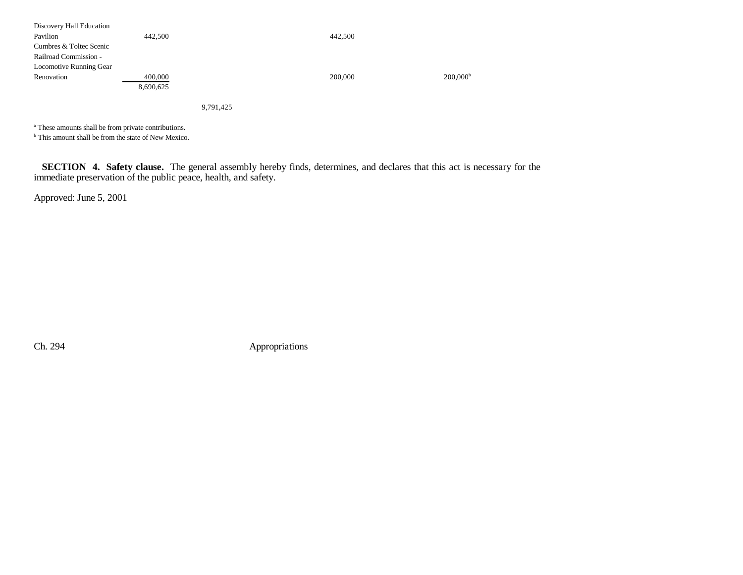| | | | | |
|---|---|---|---|---|
| Discovery Hall Education Pavilion | 442,500 | | 442,500 | |
| Cumbres & Toltec Scenic Railroad Commission - Locomotive Running Gear Renovation | 400,000 | | 200,000 | 200,000[b] |
| | 8,690,625 | | | |
| | | 9,791,425 | | |

[a] These amounts shall be from private contributions.
[b] This amount shall be from the state of New Mexico.

**SECTION 4. Safety clause.** The general assembly hereby finds, determines, and declares that this act is necessary for the immediate preservation of the public peace, health, and safety.

Approved: June 5, 2001